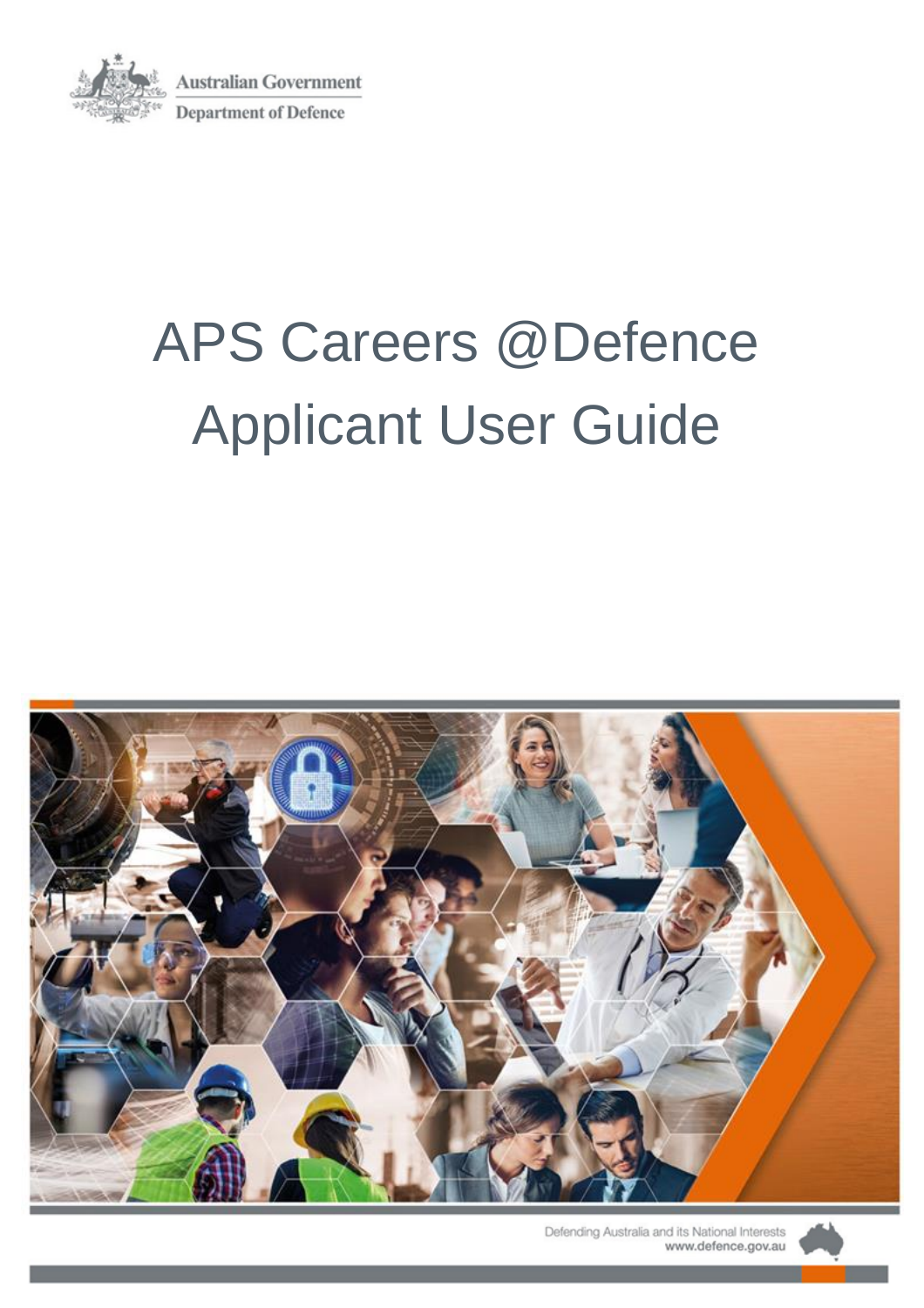Australian Government

Department of Defence

# APS Careers @Defence Applicant User Guide

Defending Australia and its National Interests

www.defence.gov.au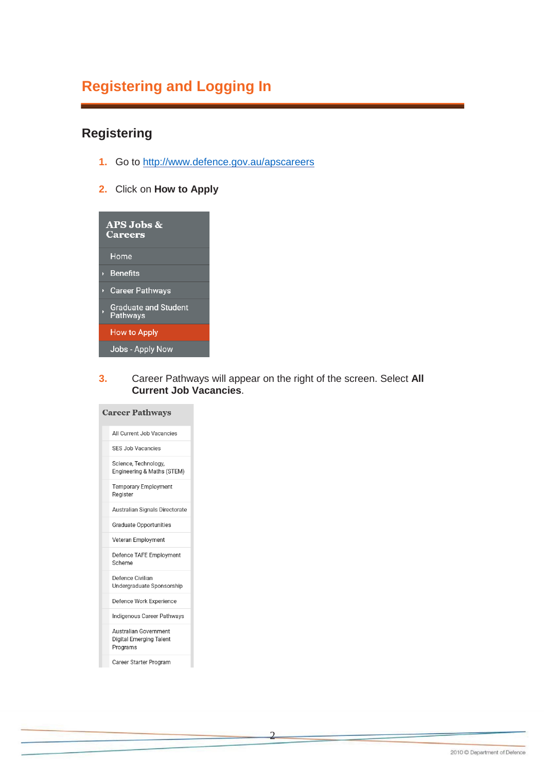# Registering and Logging In

## Registering

1. Go to http://www.defence.gov.au/apscareers

2. Click on **How to Apply**

**APS Jobs & Careers**

- Home
- Benefits
- Career Pathways
- Graduate and Student Pathways
- How to Apply
- Jobs - Apply Now

3. Career Pathways will appear on the right of the screen. Select **All Current Job Vacancies**.

**Career Pathways**

- All Current Job Vacancies
- SES Job Vacancies
- Science, Technology, Engineering & Maths (STEM)
- Temporary Employment Register
- Australian Signals Directorate
- Graduate Opportunities
- Veteran Employment
- Defence TAFE Employment Scheme
- Defence Civilian Undergraduate Sponsorship
- Defence Work Experience
- Indigenous Career Pathways
- Australian Government Digital Emerging Talent Programs
- Career Starter Program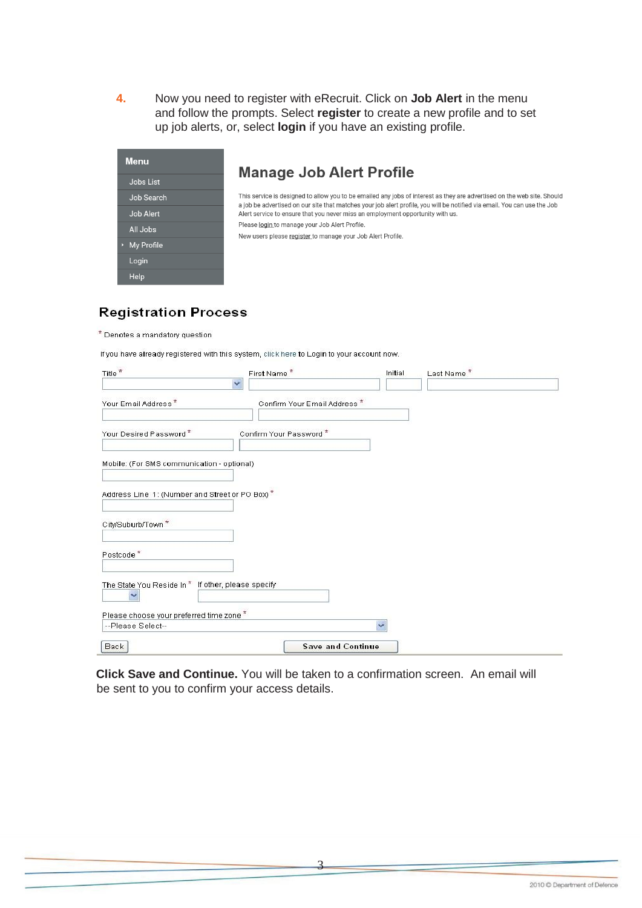4. Now you need to register with eRecruit. Click on **Job Alert** in the menu and follow the prompts. Select **register** to create a new profile and to set up job alerts, or, select **login** if you have an existing profile.

**Menu**

- Jobs List
- Job Search
- Job Alert
- All Jobs
- My Profile
- Login
- Help

## Manage Job Alert Profile

This service is designed to allow you to be emailed any jobs of interest as they are advertised on the web site. Should a job be advertised on our site that matches your job alert profile, you will be notified via email. You can use the Job Alert service to ensure that you never miss an employment opportunity with us.

Please login to manage your Job Alert Profile.

New users please register to manage your Job Alert Profile.

## Registration Process

* Denotes a mandatory question

If you have already registered with this system, click here to Login to your account now.

Title *
First Name *
Initial
Last Name *

Your Email Address *
Confirm Your Email Address *

Your Desired Password *
Confirm Your Password *

Mobile: (For SMS communication - optional)

Address Line 1: (Number and Street or PO Box) *

City/Suburb/Town *

Postcode *

The State You Reside In *
If other, please specify

Please choose your preferred time zone *
--Please Select--

Back
Save and Continue

**Click Save and Continue.** You will be taken to a confirmation screen. An email will be sent to you to confirm your access details.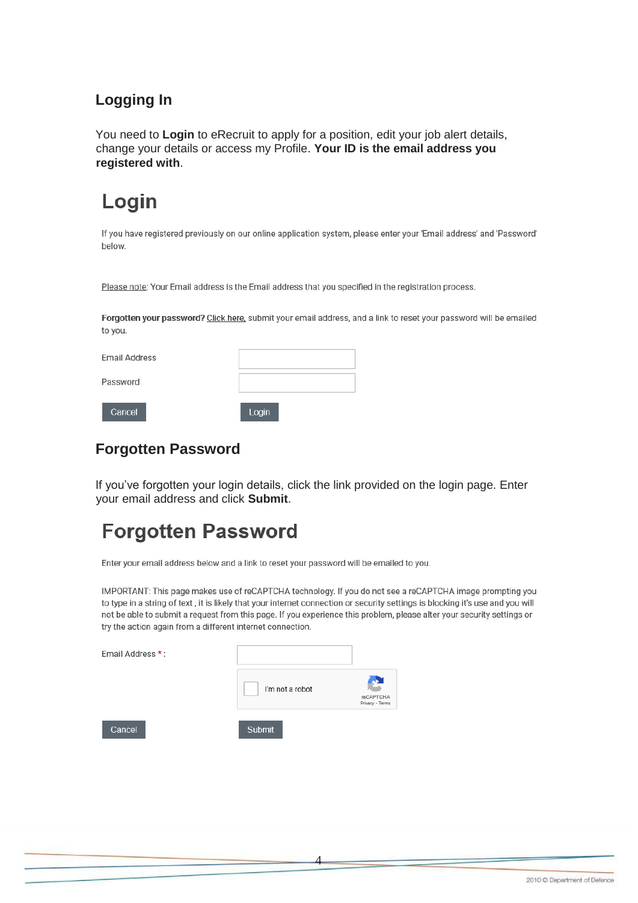### Logging In

You need to **Login** to eRecruit to apply for a position, edit your job alert details, change your details or access my Profile. **Your ID is the email address you registered with**.

# Login

If you have registered previously on our online application system, please enter your 'Email address' and 'Password' below.

Please note: Your Email address is the Email address that you specified in the registration process.

**Forgotten your password?** Click here, submit your email address, and a link to reset your password will be emailed to you.

Email Address

Password

Cancel Login

### Forgotten Password

If you've forgotten your login details, click the link provided on the login page. Enter your email address and click **Submit**.

# Forgotten Password

Enter your email address below and a link to reset your password will be emailed to you.

IMPORTANT: This page makes use of reCAPTCHA technology. If you do not see a reCAPTCHA image prompting you to type in a string of text , it is likely that your internet connection or security settings is blocking it's use and you will not be able to submit a request from this page. If you experience this problem, please alter your security settings or try the action again from a different internet connection.

Email Address * :

I'm not a robot

reCAPTCHA
Privacy - Terms

Cancel Submit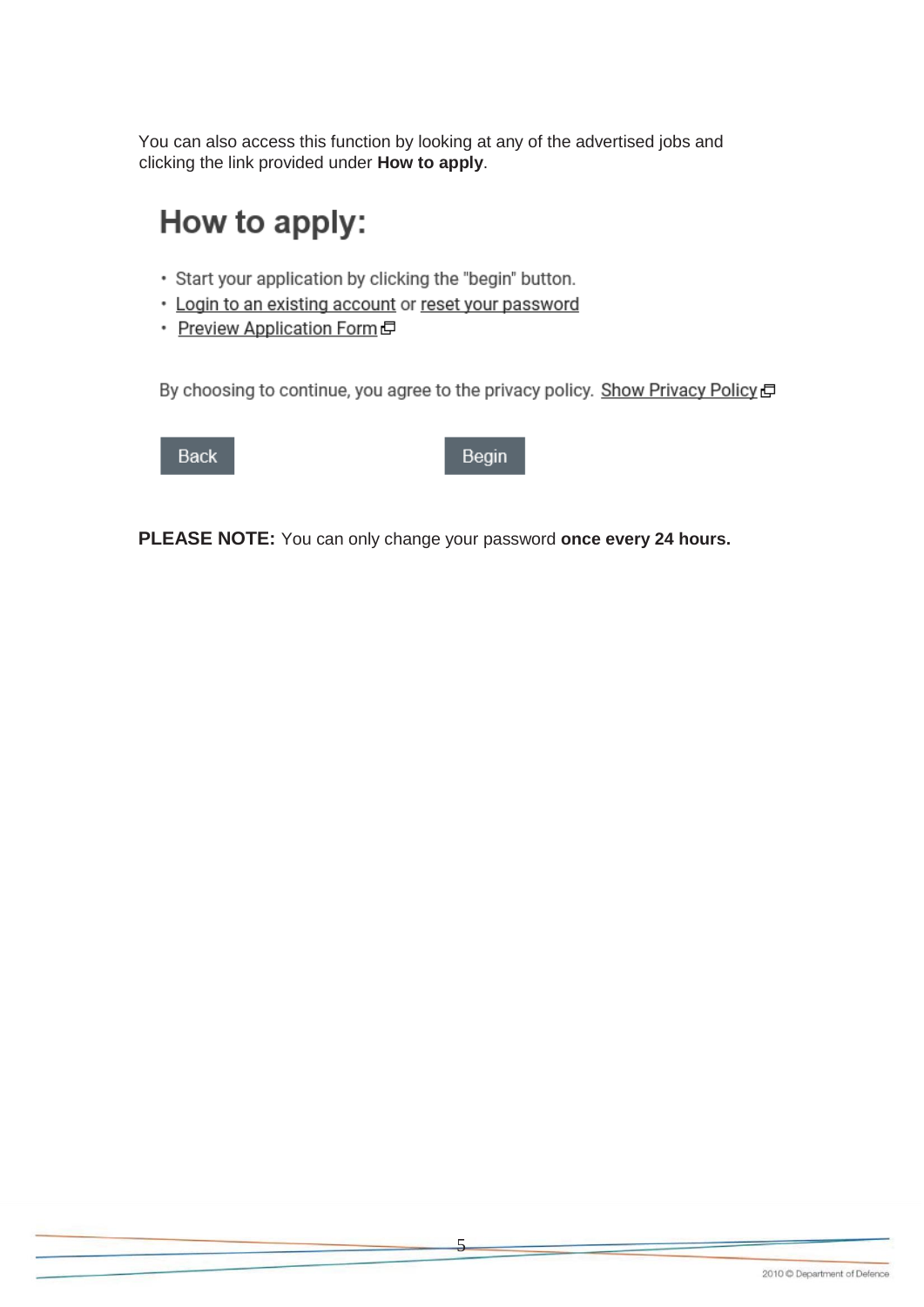You can also access this function by looking at any of the advertised jobs and clicking the link provided under **How to apply**.

## How to apply:

- Start your application by clicking the "begin" button.
- Login to an existing account or reset your password
- Preview Application Form

By choosing to continue, you agree to the privacy policy. Show Privacy Policy

Back Begin

**PLEASE NOTE:** You can only change your password **once every 24 hours.**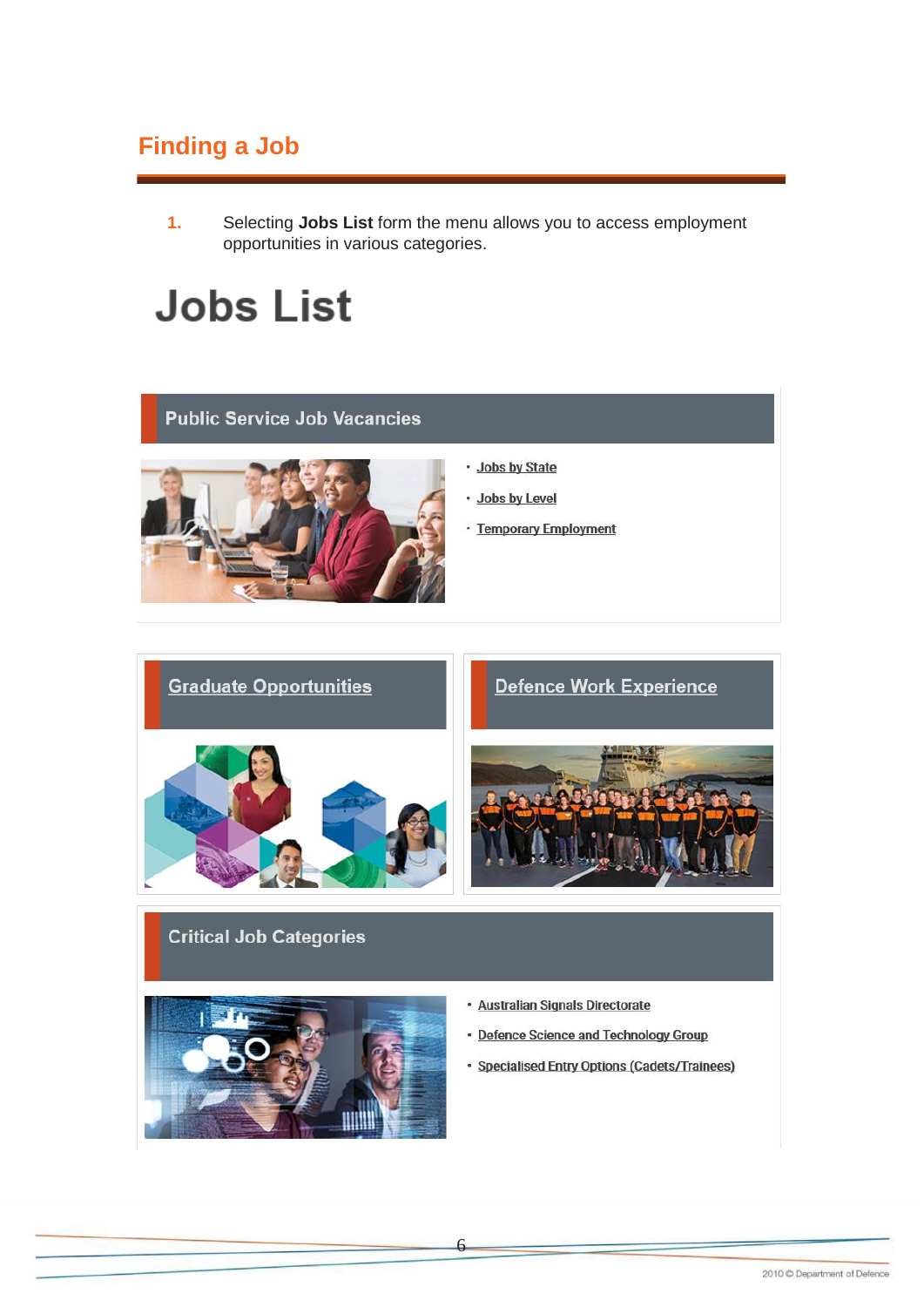## Finding a Job

1. Selecting **Jobs List** form the menu allows you to access employment opportunities in various categories.

# Jobs List

### Public Service Job Vacancies

- Jobs by State
- Jobs by Level
- Temporary Employment

### Graduate Opportunities

### Defence Work Experience

### Critical Job Categories

- Australian Signals Directorate
- Defence Science and Technology Group
- Specialised Entry Options (Cadets/Trainees)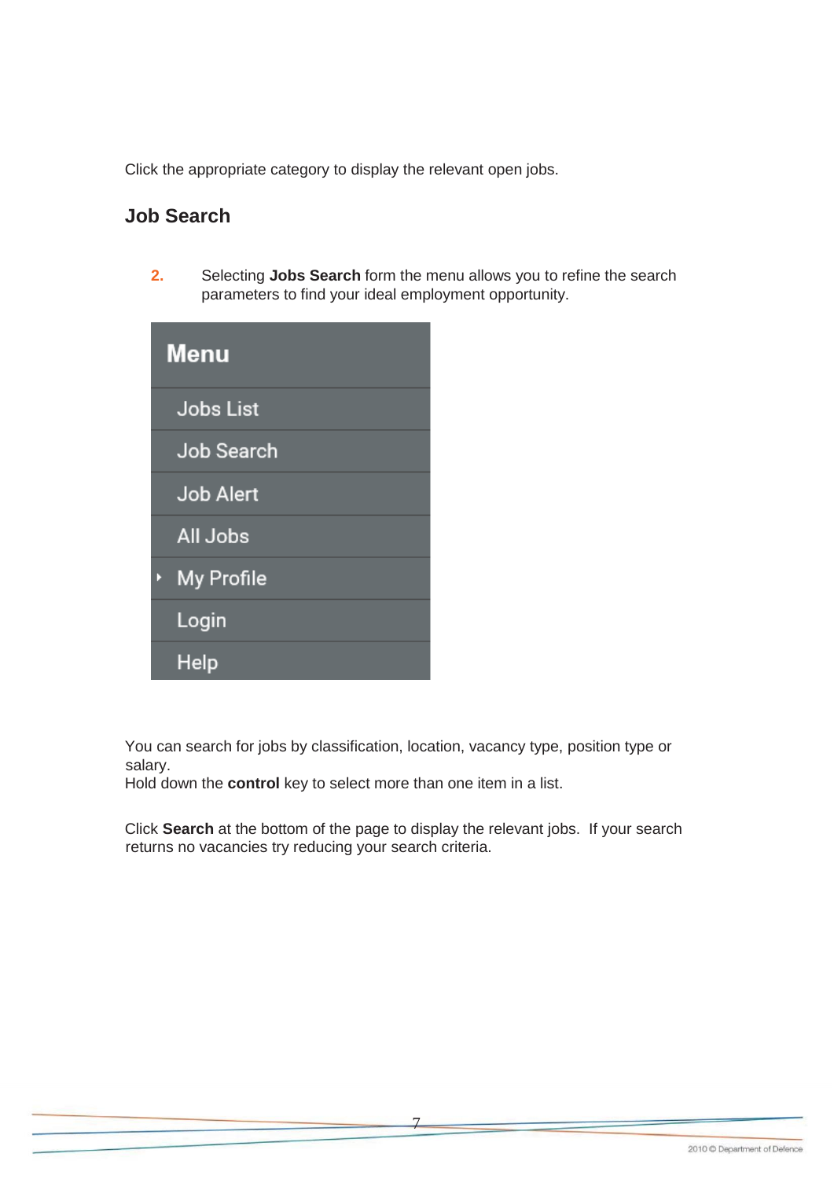Click the appropriate category to display the relevant open jobs.

## Job Search

2. Selecting **Jobs Search** form the menu allows you to refine the search parameters to find your ideal employment opportunity.

**Menu**

- Jobs List
- Job Search
- Job Alert
- All Jobs
- My Profile
- Login
- Help

You can search for jobs by classification, location, vacancy type, position type or salary.
Hold down the **control** key to select more than one item in a list.

Click **Search** at the bottom of the page to display the relevant jobs. If your search returns no vacancies try reducing your search criteria.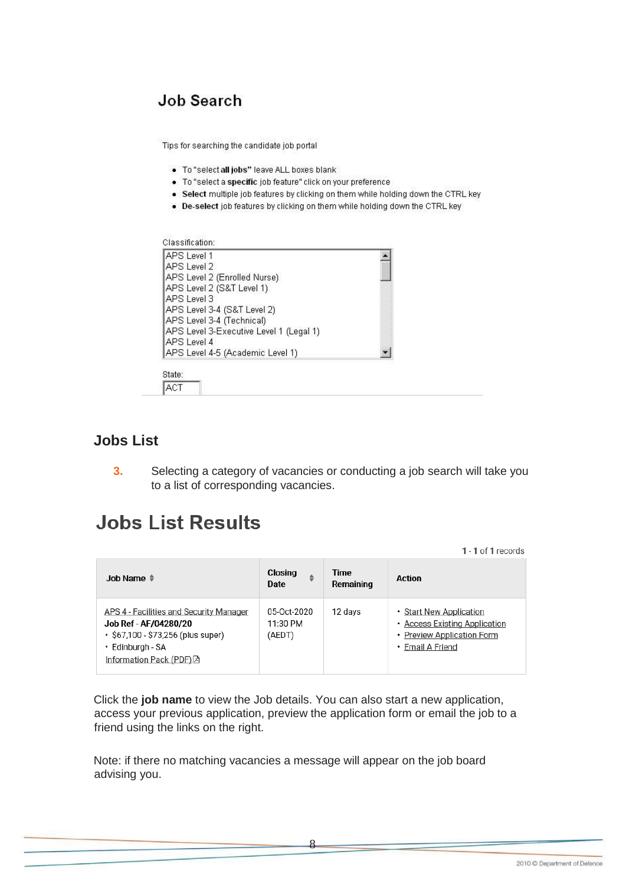## Job Search

Tips for searching the candidate job portal

- To "select **all jobs"** leave ALL boxes blank
- To "select a **specific** job feature" click on your preference
- **Select** multiple job features by clicking on them while holding down the CTRL key
- **De-select** job features by clicking on them while holding down the CTRL key

Classification:

- APS Level 1
- APS Level 2
- APS Level 2 (Enrolled Nurse)
- APS Level 2 (S&T Level 1)
- APS Level 3
- APS Level 3-4 (S&T Level 2)
- APS Level 3-4 (Technical)
- APS Level 3-Executive Level 1 (Legal 1)
- APS Level 4
- APS Level 4-5 (Academic Level 1)

State:

ACT

## Jobs List

**3.** Selecting a category of vacancies or conducting a job search will take you to a list of corresponding vacancies.

## Jobs List Results

**1** - **1** of **1** records

| Job Name | Closing Date | Time Remaining | Action |
|---|---|---|---|
| APS 4 - Facilities and Security Manager<br>**Job Ref** - **AF/04280/20**<br>• $67,100 - $73,256 (plus super)<br>• Edinburgh - SA<br>Information Pack (PDF) | 05-Oct-2020 11:30 PM (AEDT) | 12 days | • Start New Application<br>• Access Existing Application<br>• Preview Application Form<br>• Email A Friend |

Click the **job name** to view the Job details. You can also start a new application, access your previous application, preview the application form or email the job to a friend using the links on the right.

Note: if there no matching vacancies a message will appear on the job board advising you.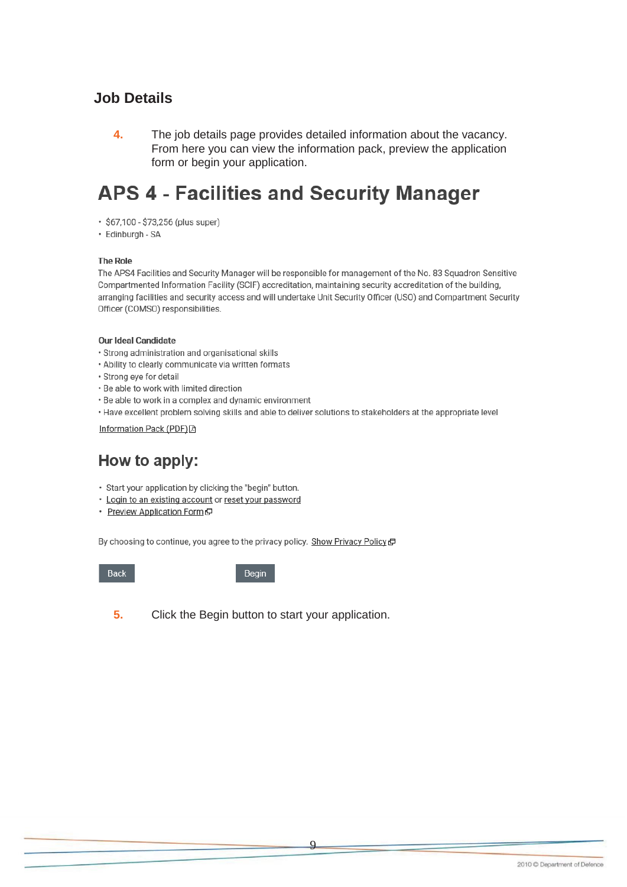## Job Details

4. The job details page provides detailed information about the vacancy. From here you can view the information pack, preview the application form or begin your application.

# APS 4 - Facilities and Security Manager

- $67,100 - $73,256 (plus super)
- Edinburgh - SA

**The Role**

The APS4 Facilities and Security Manager will be responsible for management of the No. 83 Squadron Sensitive Compartmented Information Facility (SCIF) accreditation, maintaining security accreditation of the building, arranging facilities and security access and will undertake Unit Security Officer (USO) and Compartment Security Officer (COMSO) responsibilities.

**Our Ideal Candidate**

- Strong administration and organisational skills
- Ability to clearly communicate via written formats
- Strong eye for detail
- Be able to work with limited direction
- Be able to work in a complex and dynamic environment
- Have excellent problem solving skills and able to deliver solutions to stakeholders at the appropriate level

Information Pack (PDF)

## How to apply:

- Start your application by clicking the "begin" button.
- Login to an existing account or reset your password
- Preview Application Form

By choosing to continue, you agree to the privacy policy. Show Privacy Policy

Back Begin

5. Click the Begin button to start your application.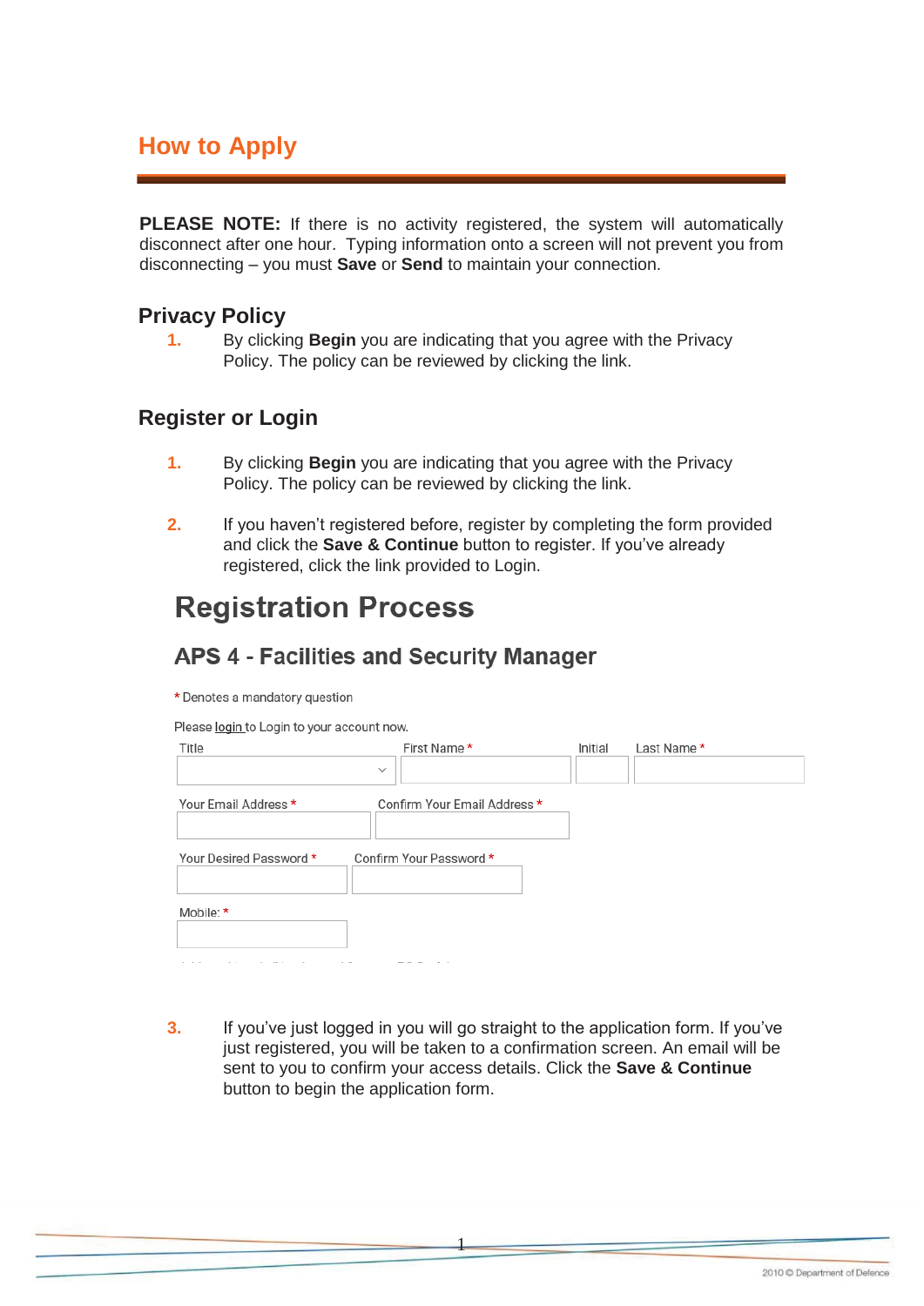## How to Apply

**PLEASE NOTE:** If there is no activity registered, the system will automatically disconnect after one hour. Typing information onto a screen will not prevent you from disconnecting – you must **Save** or **Send** to maintain your connection.

### Privacy Policy

1. By clicking **Begin** you are indicating that you agree with the Privacy Policy. The policy can be reviewed by clicking the link.

### Register or Login

1. By clicking **Begin** you are indicating that you agree with the Privacy Policy. The policy can be reviewed by clicking the link.

2. If you haven't registered before, register by completing the form provided and click the **Save & Continue** button to register. If you've already registered, click the link provided to Login.

# Registration Process

## APS 4 - Facilities and Security Manager

* Denotes a mandatory question

Please login to Login to your account now.

Title | First Name * | Initial | Last Name *

Your Email Address * | Confirm Your Email Address *

Your Desired Password * | Confirm Your Password *

Mobile: *

3. If you've just logged in you will go straight to the application form. If you've just registered, you will be taken to a confirmation screen. An email will be sent to you to confirm your access details. Click the **Save & Continue** button to begin the application form.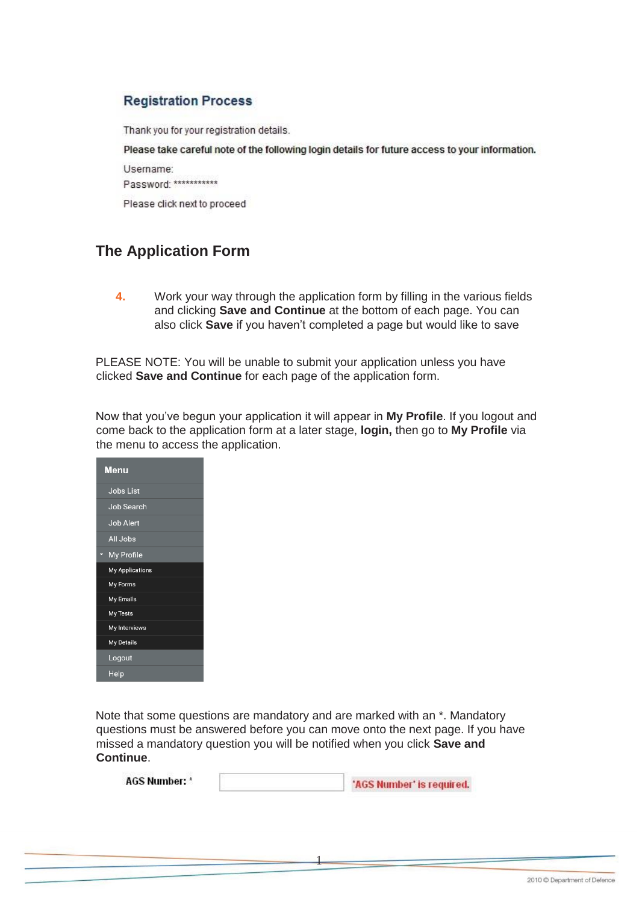### Registration Process

Thank you for your registration details.

**Please take careful note of the following login details for future access to your information.**

Username:

Password: ***********

Please click next to proceed

## The Application Form

4. Work your way through the application form by filling in the various fields and clicking **Save and Continue** at the bottom of each page. You can also click **Save** if you haven't completed a page but would like to save

PLEASE NOTE: You will be unable to submit your application unless you have clicked **Save and Continue** for each page of the application form.

Now that you've begun your application it will appear in **My Profile**. If you logout and come back to the application form at a later stage, **login,** then go to **My Profile** via the menu to access the application.

**Menu**

- Jobs List
- Job Search
- Job Alert
- All Jobs
- My Profile
  - My Applications
  - My Forms
  - My Emails
  - My Tests
  - My Interviews
  - My Details
- Logout
- Help

Note that some questions are mandatory and are marked with an *. Mandatory questions must be answered before you can move onto the next page. If you have missed a mandatory question you will be notified when you click **Save and Continue**.

**AGS Number:** * 'AGS Number' is required.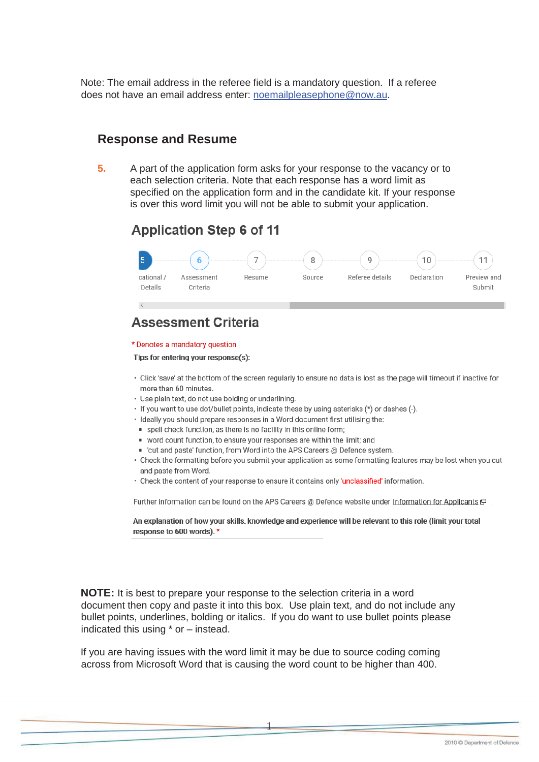Note: The email address in the referee field is a mandatory question. If a referee does not have an email address enter: noemailpleasephone@now.au.

## Response and Resume

**5.** A part of the application form asks for your response to the vacancy or to each selection criteria. Note that each response has a word limit as specified on the application form and in the candidate kit. If your response is over this word limit you will not be able to submit your application.

### Application Step 6 of 11

5 cational / Details | 6 Assessment Criteria | 7 Resume | 8 Source | 9 Referee details | 10 Declaration | 11 Preview and Submit

### Assessment Criteria

\* Denotes a mandatory question

**Tips for entering your response(s):**

- Click 'save' at the bottom of the screen regularly to ensure no data is lost as the page will timeout if inactive for more than 60 minutes.
- Use plain text, do not use bolding or underlining.
- If you want to use dot/bullet points, indicate these by using asterisks (*) or dashes (-).
- Ideally you should prepare responses in a Word document first utilising the:
  - spell check function, as there is no facility in this online form;
  - word count function, to ensure your responses are within the limit; and
  - 'cut and paste' function, from Word into the APS Careers @ Defence system.
- Check the formatting before you submit your application as some formatting features may be lost when you cut and paste from Word.
- Check the content of your response to ensure it contains only 'unclassified' information.

Further information can be found on the APS Careers @ Defence website under Information for Applicants .

**An explanation of how your skills, knowledge and experience will be relevant to this role (limit your total response to 600 words).** *

**NOTE:** It is best to prepare your response to the selection criteria in a word document then copy and paste it into this box. Use plain text, and do not include any bullet points, underlines, bolding or italics. If you do want to use bullet points please indicated this using * or – instead.

If you are having issues with the word limit it may be due to source coding coming across from Microsoft Word that is causing the word count to be higher than 400.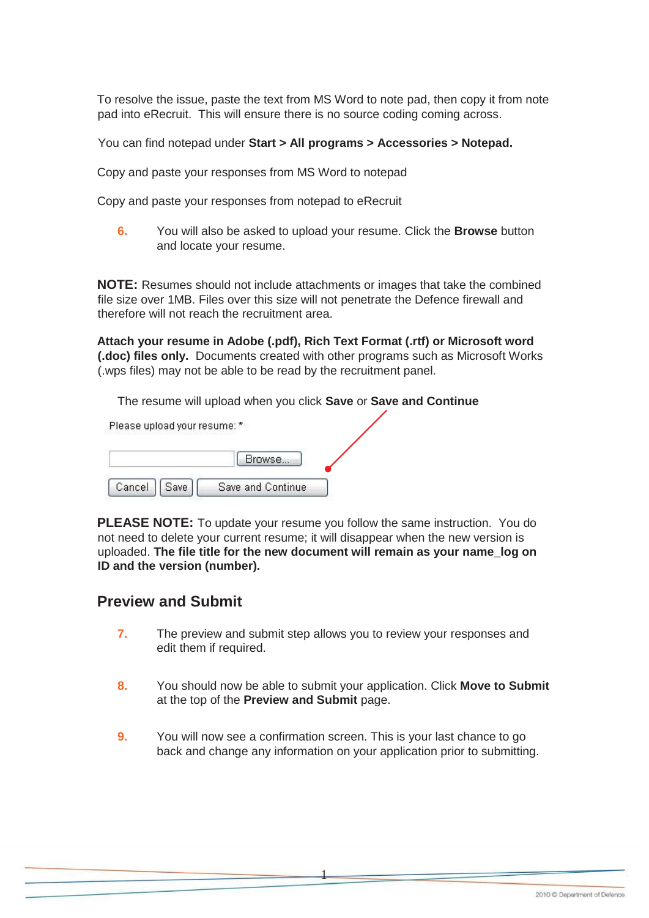To resolve the issue, paste the text from MS Word to note pad, then copy it from note pad into eRecruit. This will ensure there is no source coding coming across.

You can find notepad under **Start > All programs > Accessories > Notepad.**

Copy and paste your responses from MS Word to notepad

Copy and paste your responses from notepad to eRecruit

6. You will also be asked to upload your resume. Click the **Browse** button and locate your resume.

**NOTE:** Resumes should not include attachments or images that take the combined file size over 1MB. Files over this size will not penetrate the Defence firewall and therefore will not reach the recruitment area.

**Attach your resume in Adobe (.pdf), Rich Text Format (.rtf) or Microsoft word (.doc) files only.** Documents created with other programs such as Microsoft Works (.wps files) may not be able to be read by the recruitment panel.

The resume will upload when you click **Save** or **Save and Continue**

Please upload your resume: *

[ ] Browse...

Cancel | Save | Save and Continue

**PLEASE NOTE:** To update your resume you follow the same instruction. You do not need to delete your current resume; it will disappear when the new version is uploaded. **The file title for the new document will remain as your name_log on ID and the version (number).**

## Preview and Submit

7. The preview and submit step allows you to review your responses and edit them if required.

8. You should now be able to submit your application. Click **Move to Submit** at the top of the **Preview and Submit** page.

9. You will now see a confirmation screen. This is your last chance to go back and change any information on your application prior to submitting.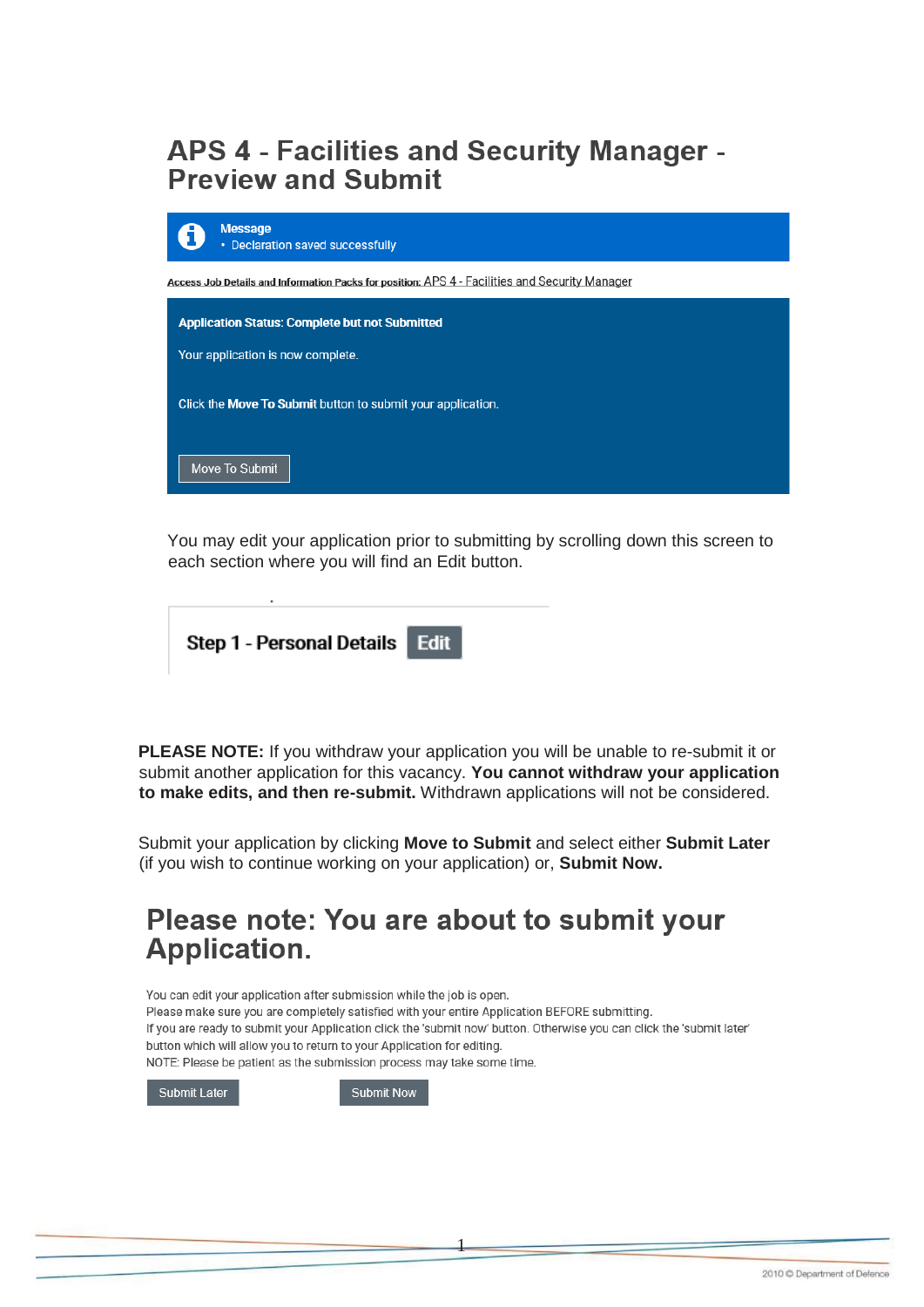# APS 4 - Facilities and Security Manager - Preview and Submit

**Message**
- Declaration saved successfully

Access Job Details and Information Packs for position: APS 4 - Facilities and Security Manager

**Application Status: Complete but not Submitted**

Your application is now complete.

Click the **Move To Submit** button to submit your application.

Move To Submit

You may edit your application prior to submitting by scrolling down this screen to each section where you will find an Edit button.

**Step 1 - Personal Details** Edit

**PLEASE NOTE:** If you withdraw your application you will be unable to re-submit it or submit another application for this vacancy. **You cannot withdraw your application to make edits, and then re-submit.** Withdrawn applications will not be considered.

Submit your application by clicking **Move to Submit** and select either **Submit Later** (if you wish to continue working on your application) or, **Submit Now.**

# Please note: You are about to submit your Application.

You can edit your application after submission while the job is open.
Please make sure you are completely satisfied with your entire Application BEFORE submitting.
If you are ready to submit your Application click the 'submit now' button. Otherwise you can click the 'submit later' button which will allow you to return to your Application for editing.
NOTE: Please be patient as the submission process may take some time.

Submit Later Submit Now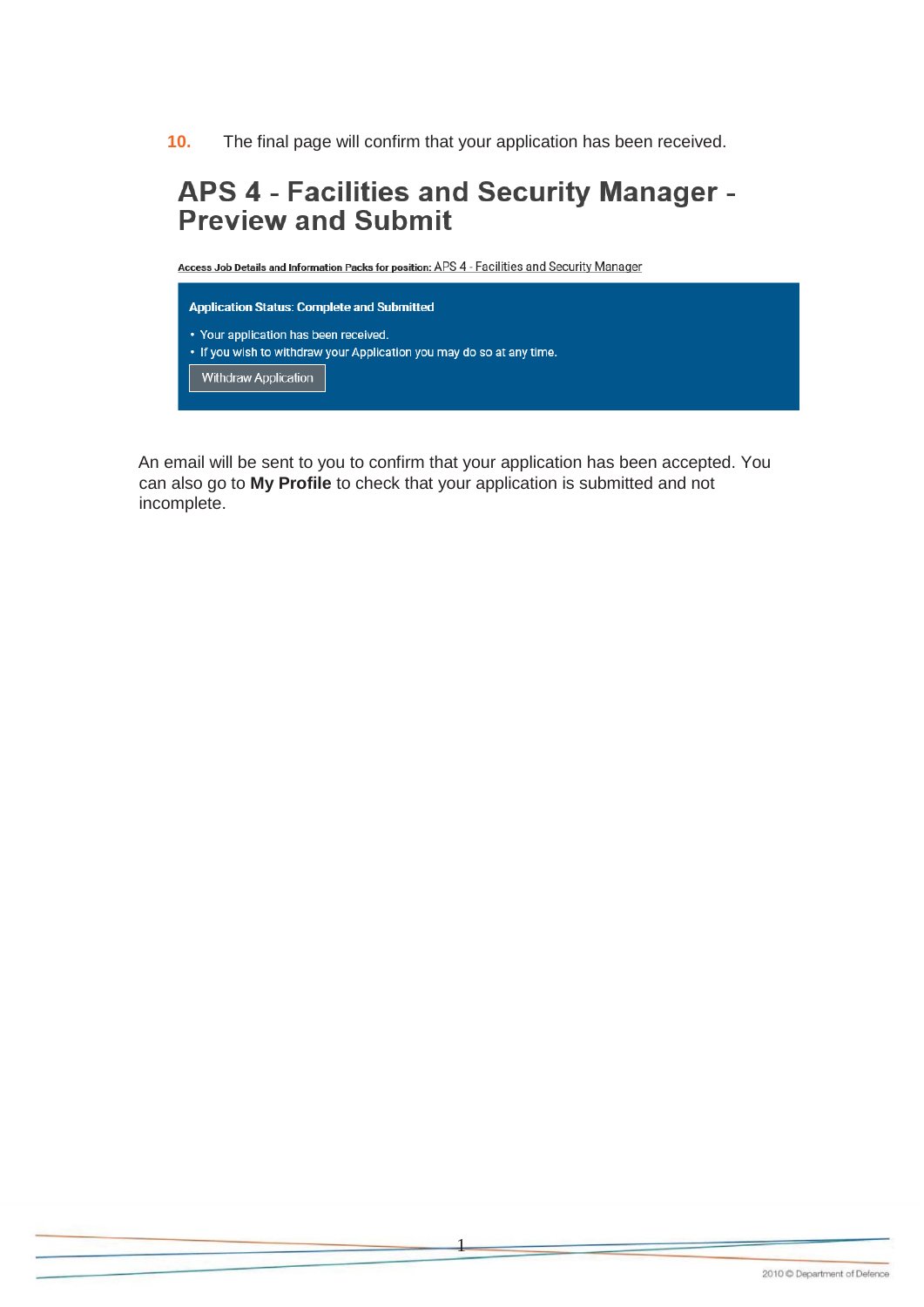10. The final page will confirm that your application has been received.

## APS 4 - Facilities and Security Manager - Preview and Submit

Access Job Details and Information Packs for position: APS 4 - Facilities and Security Manager

**Application Status: Complete and Submitted**

- Your application has been received.
- If you wish to withdraw your Application you may do so at any time.

Withdraw Application

An email will be sent to you to confirm that your application has been accepted. You can also go to **My Profile** to check that your application is submitted and not incomplete.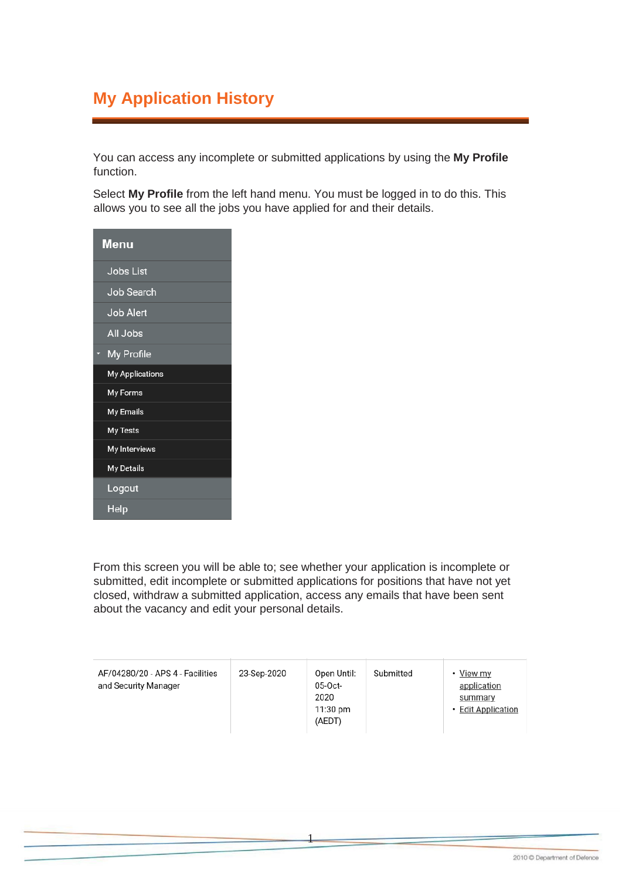# My Application History

You can access any incomplete or submitted applications by using the **My Profile** function.

Select **My Profile** from the left hand menu. You must be logged in to do this. This allows you to see all the jobs you have applied for and their details.

- Menu
  - Jobs List
  - Job Search
  - Job Alert
  - All Jobs
  - My Profile
    - My Applications
    - My Forms
    - My Emails
    - My Tests
    - My Interviews
    - My Details
  - Logout
  - Help

From this screen you will be able to; see whether your application is incomplete or submitted, edit incomplete or submitted applications for positions that have not yet closed, withdraw a submitted application, access any emails that have been sent about the vacancy and edit your personal details.

| | | | | |
|---|---|---|---|---|
| AF/04280/20 - APS 4 - Facilities and Security Manager | 23-Sep-2020 | Open Until: 05-Oct-2020 11:30 pm (AEDT) | Submitted | • View my application summary<br>• Edit Application |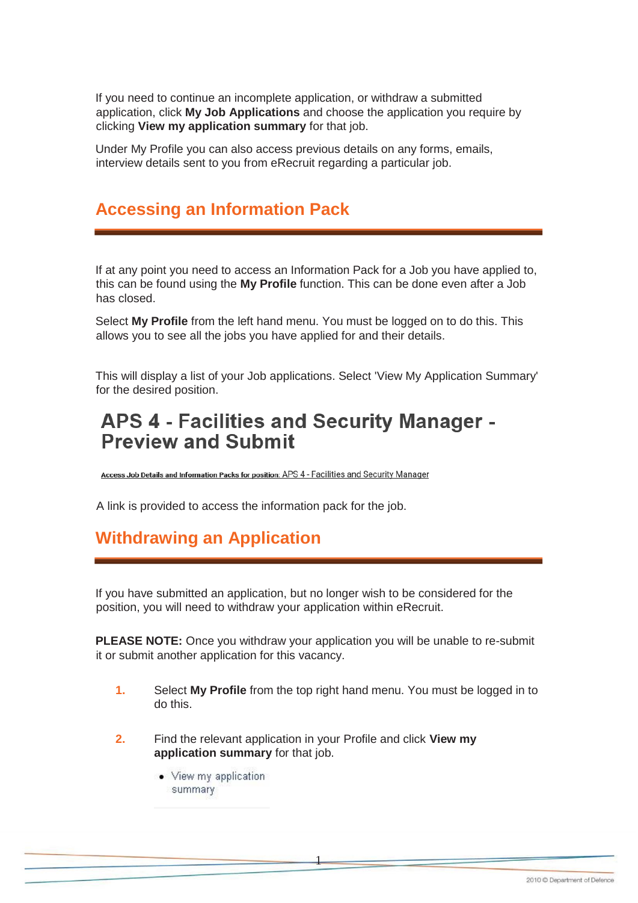If you need to continue an incomplete application, or withdraw a submitted application, click **My Job Applications** and choose the application you require by clicking **View my application summary** for that job.

Under My Profile you can also access previous details on any forms, emails, interview details sent to you from eRecruit regarding a particular job.

## Accessing an Information Pack

If at any point you need to access an Information Pack for a Job you have applied to, this can be found using the **My Profile** function. This can be done even after a Job has closed.

Select **My Profile** from the left hand menu. You must be logged on to do this. This allows you to see all the jobs you have applied for and their details.

This will display a list of your Job applications. Select 'View My Application Summary' for the desired position.

# APS 4 - Facilities and Security Manager - Preview and Submit

**Access Job Details and Information Packs for position:** APS 4 - Facilities and Security Manager

A link is provided to access the information pack for the job.

## Withdrawing an Application

If you have submitted an application, but no longer wish to be considered for the position, you will need to withdraw your application within eRecruit.

**PLEASE NOTE:** Once you withdraw your application you will be unable to re-submit it or submit another application for this vacancy.

1. Select **My Profile** from the top right hand menu. You must be logged in to do this.

2. Find the relevant application in your Profile and click **View my application summary** for that job.

   - View my application summary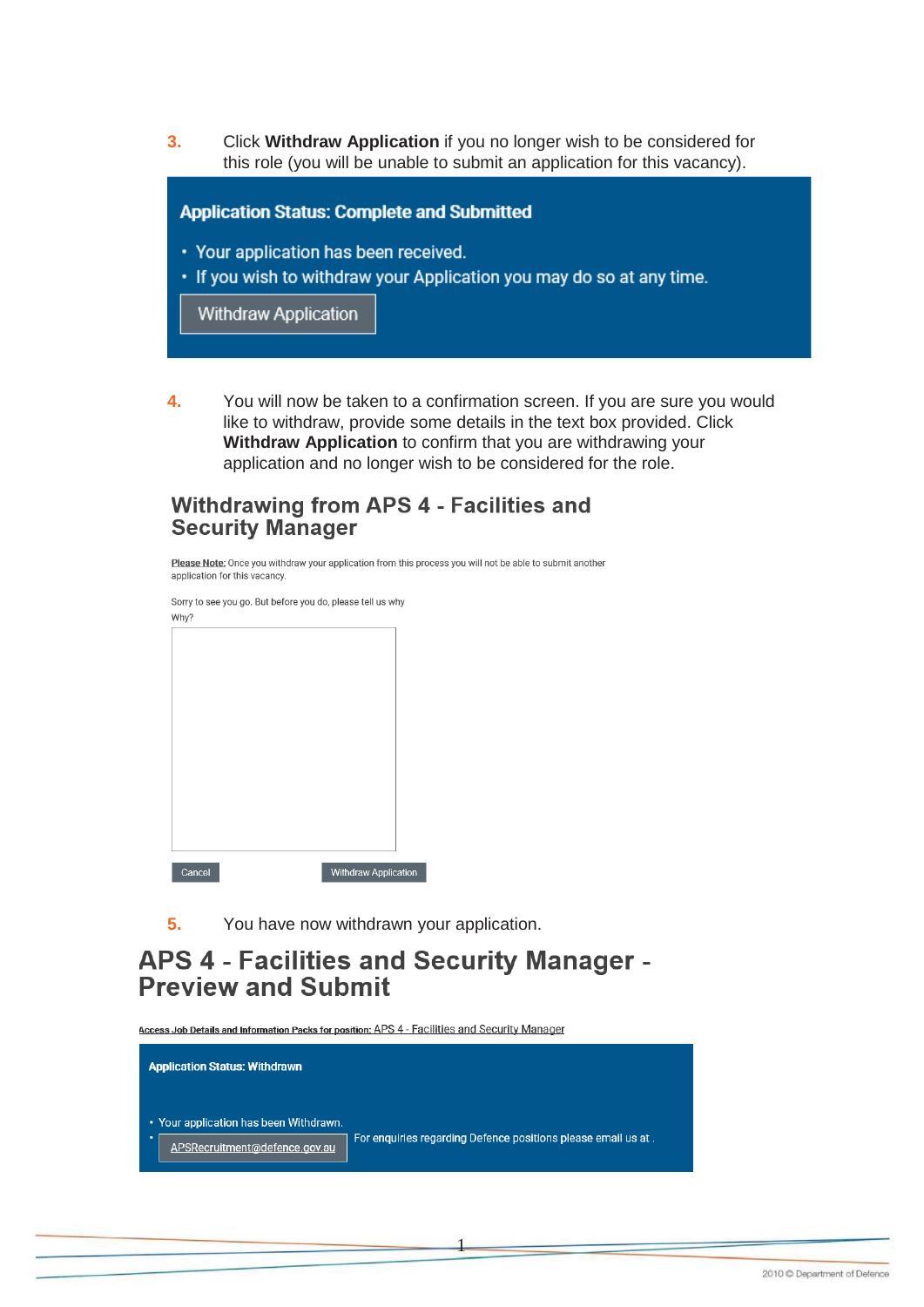3. Click **Withdraw Application** if you no longer wish to be considered for this role (you will be unable to submit an application for this vacancy).

**Application Status: Complete and Submitted**

- Your application has been received.
- If you wish to withdraw your Application you may do so at any time.

Withdraw Application

4. You will now be taken to a confirmation screen. If you are sure you would like to withdraw, provide some details in the text box provided. Click **Withdraw Application** to confirm that you are withdrawing your application and no longer wish to be considered for the role.

## Withdrawing from APS 4 - Facilities and Security Manager

Please Note: Once you withdraw your application from this process you will not be able to submit another application for this vacancy.

Sorry to see you go. But before you do, please tell us why

Why?

Cancel Withdraw Application

5. You have now withdrawn your application.

# APS 4 - Facilities and Security Manager - Preview and Submit

Access Job Details and Information Packs for position: APS 4 - Facilities and Security Manager

**Application Status: Withdrawn**

- Your application has been Withdrawn.
- APSRecruitment@defence.gov.au For enquiries regarding Defence positions please email us at .

2010 © Department of Defence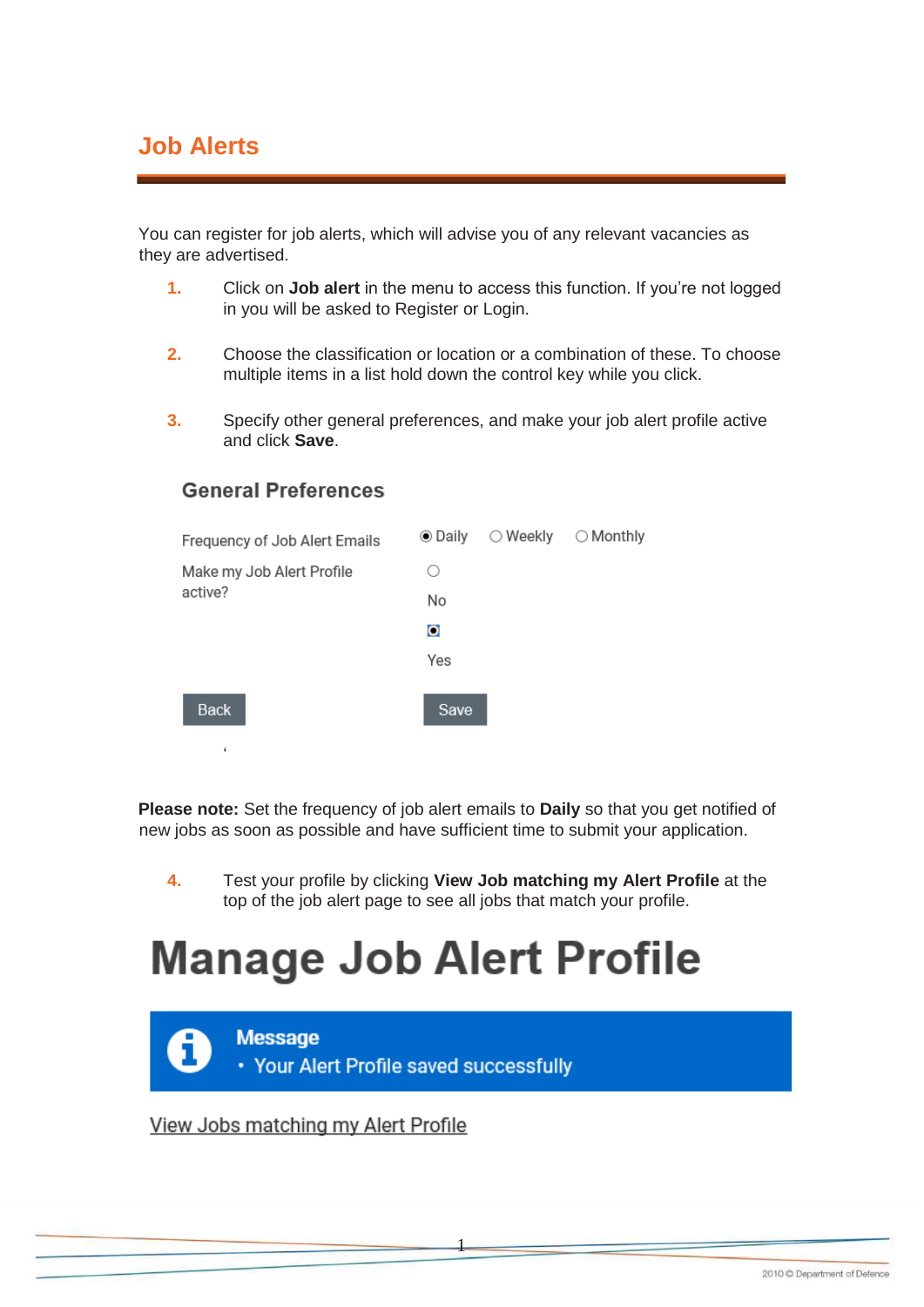## Job Alerts

You can register for job alerts, which will advise you of any relevant vacancies as they are advertised.

1. Click on **Job alert** in the menu to access this function. If you're not logged in you will be asked to Register or Login.

2. Choose the classification or location or a combination of these. To choose multiple items in a list hold down the control key while you click.

3. Specify other general preferences, and make your job alert profile active and click **Save**.

### General Preferences

Frequency of Job Alert Emails ◉ Daily ○ Weekly ○ Monthly

Make my Job Alert Profile active? ○ No ◉ Yes

Back    Save

**Please note:** Set the frequency of job alert emails to **Daily** so that you get notified of new jobs as soon as possible and have sufficient time to submit your application.

4. Test your profile by clicking **View Job matching my Alert Profile** at the top of the job alert page to see all jobs that match your profile.

# Manage Job Alert Profile

**Message**

- Your Alert Profile saved successfully

View Jobs matching my Alert Profile

2010 © Department of Defence